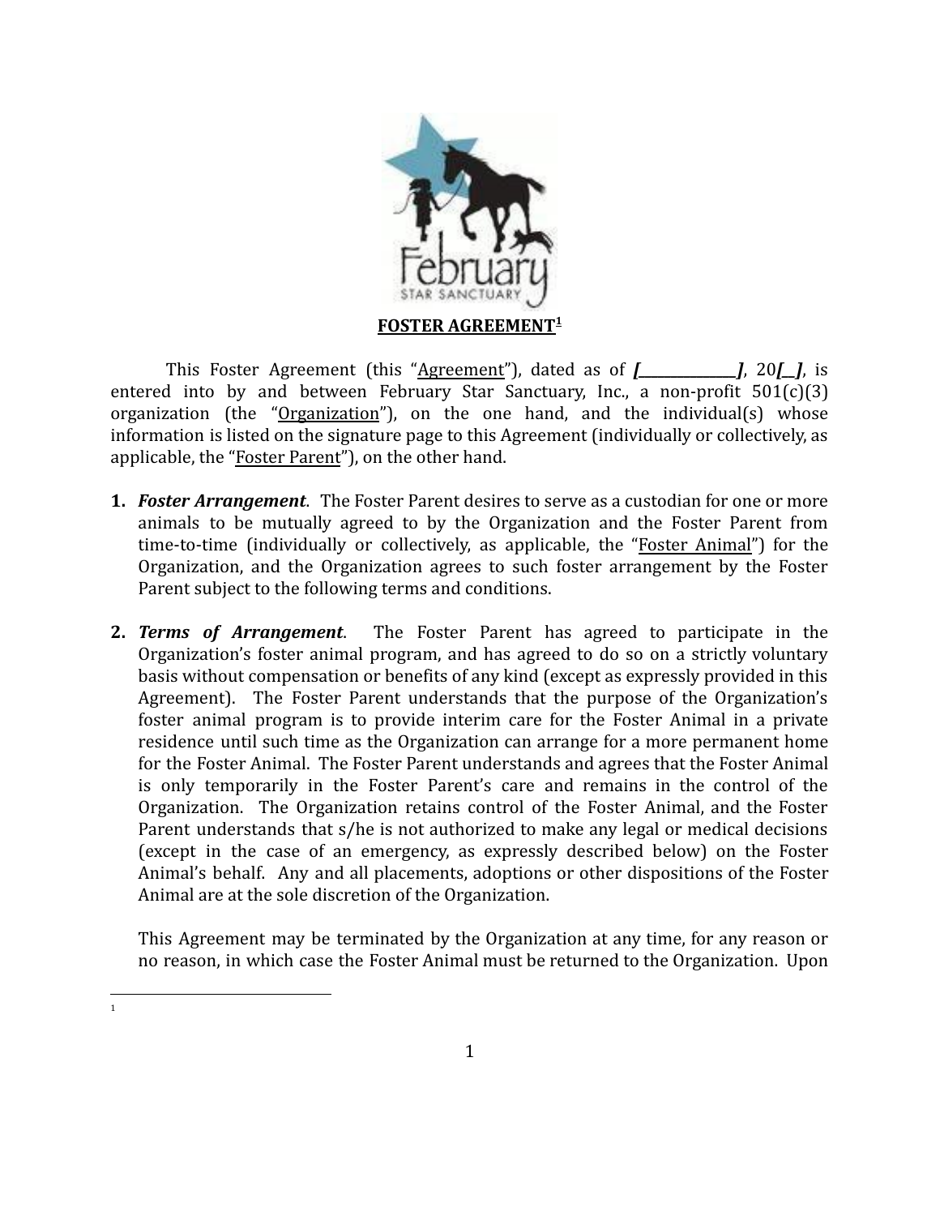# FOSTER AGREEMENT[1]

This Foster Agreement (this "Agreement"), dated as of ***[_____________]***, 20***[__]***, is entered into by and between February Star Sanctuary, Inc., a non-profit 501(c)(3) organization (the "Organization"), on the one hand, and the individual(s) whose information is listed on the signature page to this Agreement (individually or collectively, as applicable, the "Foster Parent"), on the other hand.

1. ***Foster Arrangement***. The Foster Parent desires to serve as a custodian for one or more animals to be mutually agreed to by the Organization and the Foster Parent from time-to-time (individually or collectively, as applicable, the "Foster Animal") for the Organization, and the Organization agrees to such foster arrangement by the Foster Parent subject to the following terms and conditions.

2. ***Terms of Arrangement***. The Foster Parent has agreed to participate in the Organization's foster animal program, and has agreed to do so on a strictly voluntary basis without compensation or benefits of any kind (except as expressly provided in this Agreement). The Foster Parent understands that the purpose of the Organization's foster animal program is to provide interim care for the Foster Animal in a private residence until such time as the Organization can arrange for a more permanent home for the Foster Animal. The Foster Parent understands and agrees that the Foster Animal is only temporarily in the Foster Parent's care and remains in the control of the Organization. The Organization retains control of the Foster Animal, and the Foster Parent understands that s/he is not authorized to make any legal or medical decisions (except in the case of an emergency, as expressly described below) on the Foster Animal's behalf. Any and all placements, adoptions or other dispositions of the Foster Animal are at the sole discretion of the Organization.

   This Agreement may be terminated by the Organization at any time, for any reason or no reason, in which case the Foster Animal must be returned to the Organization. Upon

[1]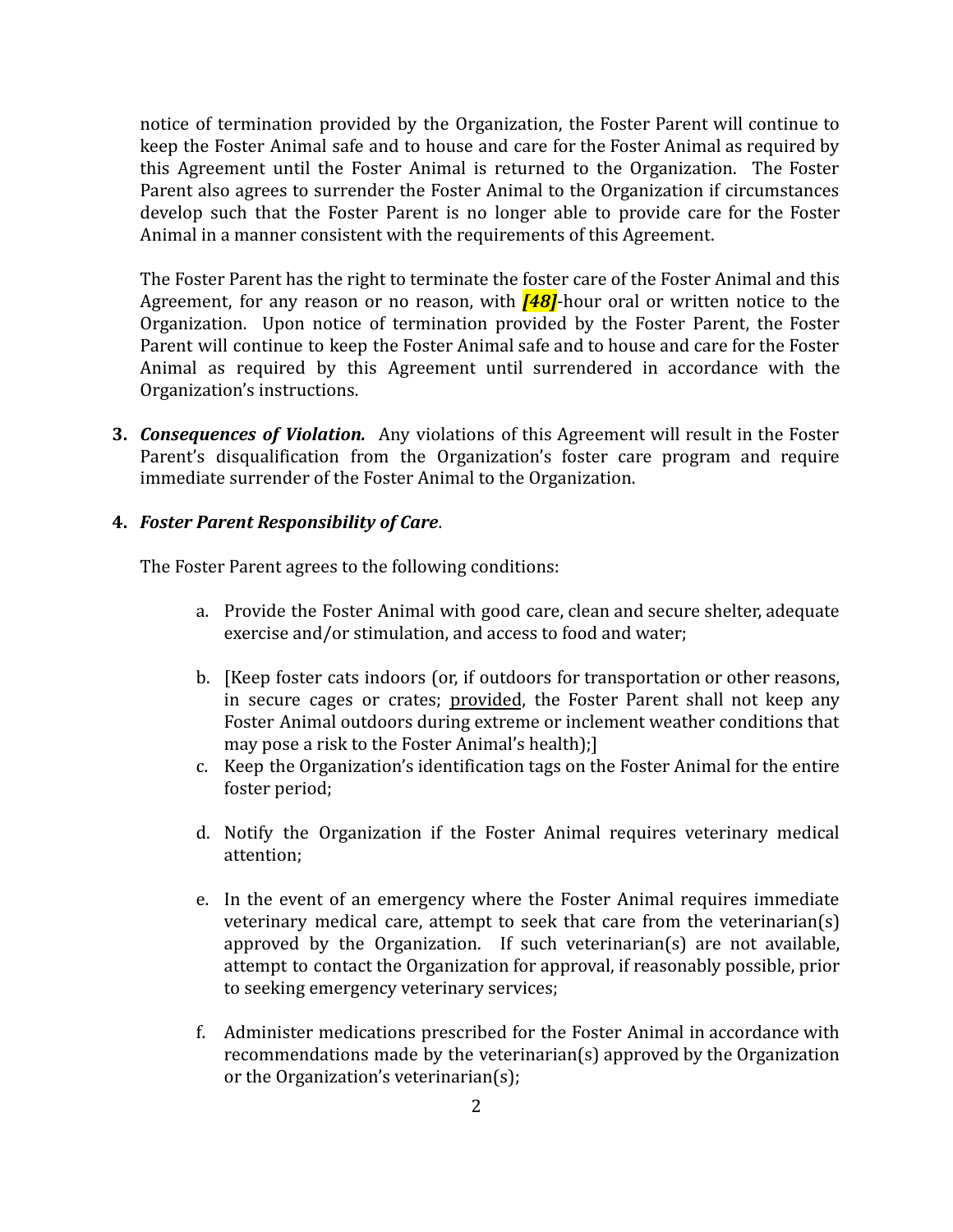notice of termination provided by the Organization, the Foster Parent will continue to keep the Foster Animal safe and to house and care for the Foster Animal as required by this Agreement until the Foster Animal is returned to the Organization. The Foster Parent also agrees to surrender the Foster Animal to the Organization if circumstances develop such that the Foster Parent is no longer able to provide care for the Foster Animal in a manner consistent with the requirements of this Agreement.

The Foster Parent has the right to terminate the foster care of the Foster Animal and this Agreement, for any reason or no reason, with ***[48]***-hour oral or written notice to the Organization. Upon notice of termination provided by the Foster Parent, the Foster Parent will continue to keep the Foster Animal safe and to house and care for the Foster Animal as required by this Agreement until surrendered in accordance with the Organization's instructions.

**3. *Consequences of Violation.*** Any violations of this Agreement will result in the Foster Parent's disqualification from the Organization's foster care program and require immediate surrender of the Foster Animal to the Organization.

**4. *Foster Parent Responsibility of Care*.**

The Foster Parent agrees to the following conditions:

a. Provide the Foster Animal with good care, clean and secure shelter, adequate exercise and/or stimulation, and access to food and water;

b. [Keep foster cats indoors (or, if outdoors for transportation or other reasons, in secure cages or crates; provided, the Foster Parent shall not keep any Foster Animal outdoors during extreme or inclement weather conditions that may pose a risk to the Foster Animal's health);]

c. Keep the Organization's identification tags on the Foster Animal for the entire foster period;

d. Notify the Organization if the Foster Animal requires veterinary medical attention;

e. In the event of an emergency where the Foster Animal requires immediate veterinary medical care, attempt to seek that care from the veterinarian(s) approved by the Organization. If such veterinarian(s) are not available, attempt to contact the Organization for approval, if reasonably possible, prior to seeking emergency veterinary services;

f. Administer medications prescribed for the Foster Animal in accordance with recommendations made by the veterinarian(s) approved by the Organization or the Organization's veterinarian(s);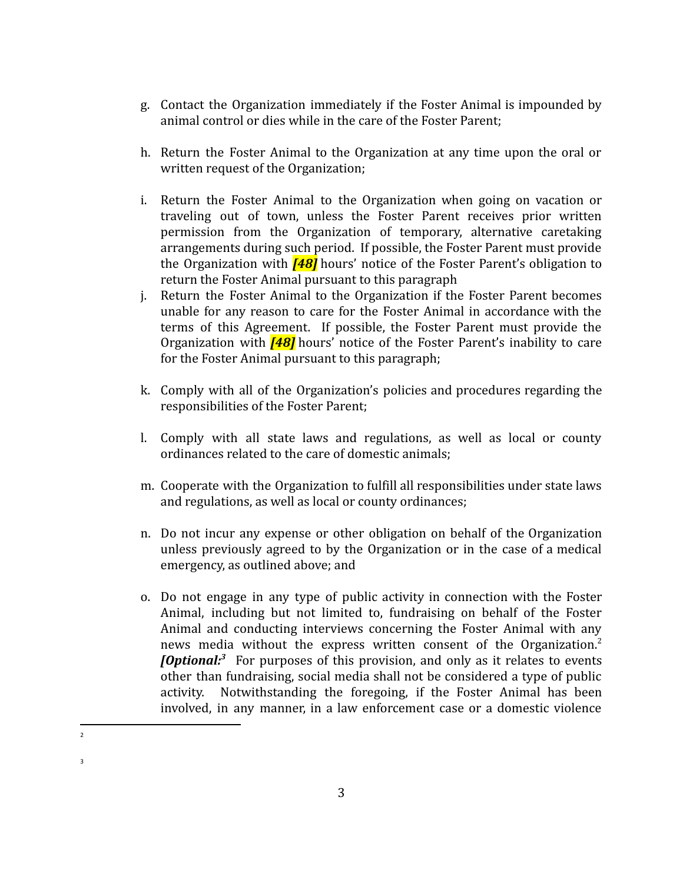g. Contact the Organization immediately if the Foster Animal is impounded by animal control or dies while in the care of the Foster Parent;

h. Return the Foster Animal to the Organization at any time upon the oral or written request of the Organization;

i. Return the Foster Animal to the Organization when going on vacation or traveling out of town, unless the Foster Parent receives prior written permission from the Organization of temporary, alternative caretaking arrangements during such period. If possible, the Foster Parent must provide the Organization with ***[48]*** hours' notice of the Foster Parent's obligation to return the Foster Animal pursuant to this paragraph

j. Return the Foster Animal to the Organization if the Foster Parent becomes unable for any reason to care for the Foster Animal in accordance with the terms of this Agreement. If possible, the Foster Parent must provide the Organization with ***[48]*** hours' notice of the Foster Parent's inability to care for the Foster Animal pursuant to this paragraph;

k. Comply with all of the Organization's policies and procedures regarding the responsibilities of the Foster Parent;

l. Comply with all state laws and regulations, as well as local or county ordinances related to the care of domestic animals;

m. Cooperate with the Organization to fulfill all responsibilities under state laws and regulations, as well as local or county ordinances;

n. Do not incur any expense or other obligation on behalf of the Organization unless previously agreed to by the Organization or in the case of a medical emergency, as outlined above; and

o. Do not engage in any type of public activity in connection with the Foster Animal, including but not limited to, fundraising on behalf of the Foster Animal and conducting interviews concerning the Foster Animal with any news media without the express written consent of the Organization.[2] ***[Optional:[3]*** For purposes of this provision, and only as it relates to events other than fundraising, social media shall not be considered a type of public activity. Notwithstanding the foregoing, if the Foster Animal has been involved, in any manner, in a law enforcement case or a domestic violence

[2]

[3]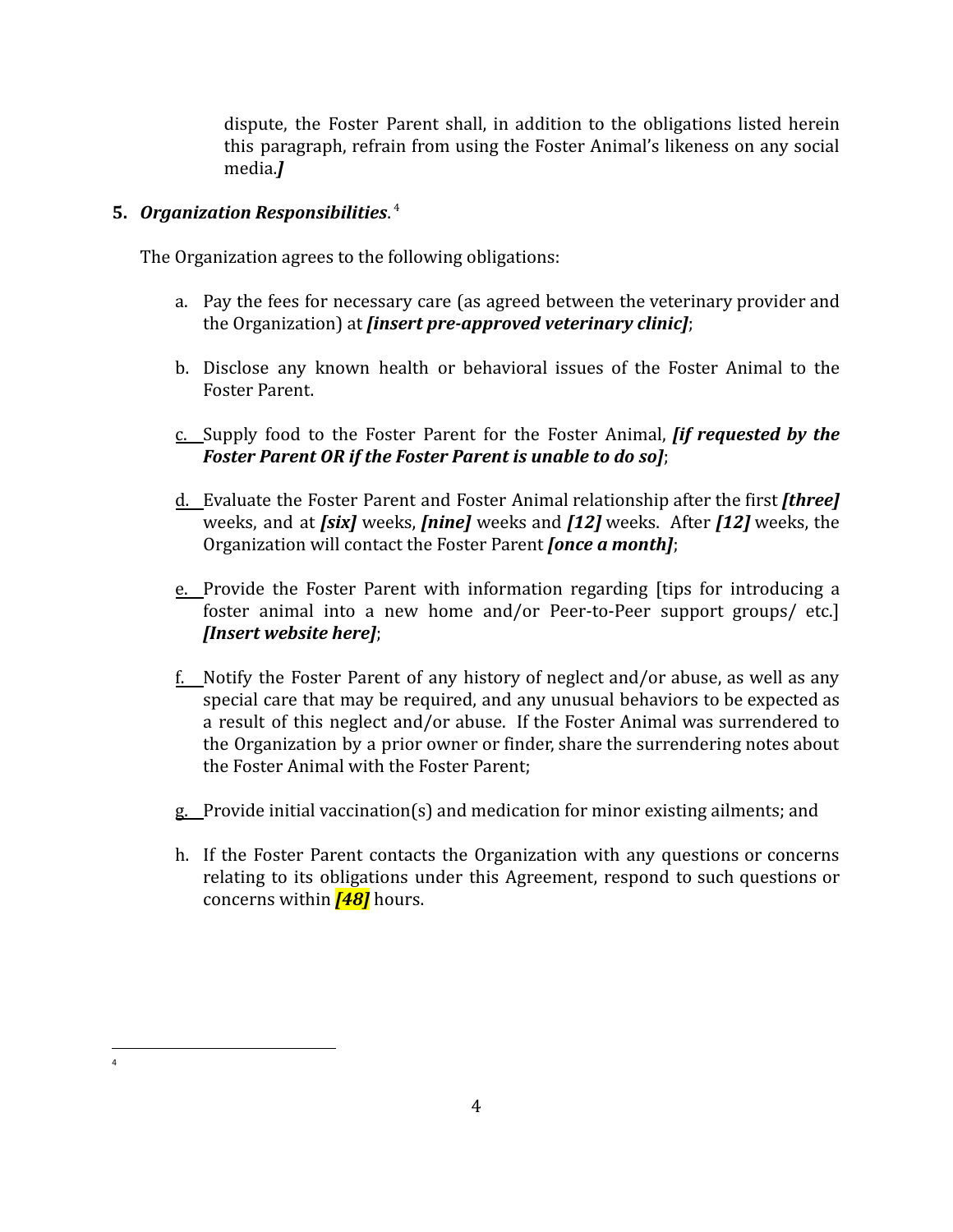dispute, the Foster Parent shall, in addition to the obligations listed herein this paragraph, refrain from using the Foster Animal's likeness on any social media.***]***

**5. *Organization Responsibilities*.**[4]

The Organization agrees to the following obligations:

a. Pay the fees for necessary care (as agreed between the veterinary provider and the Organization) at ***[insert pre-approved veterinary clinic]***;

b. Disclose any known health or behavioral issues of the Foster Animal to the Foster Parent.

c. Supply food to the Foster Parent for the Foster Animal, ***[if requested by the Foster Parent OR if the Foster Parent is unable to do so]***;

d. Evaluate the Foster Parent and Foster Animal relationship after the first ***[three]*** weeks, and at ***[six]*** weeks, ***[nine]*** weeks and ***[12]*** weeks. After ***[12]*** weeks, the Organization will contact the Foster Parent ***[once a month]***;

e. Provide the Foster Parent with information regarding [tips for introducing a foster animal into a new home and/or Peer-to-Peer support groups/ etc.] ***[Insert website here]***;

f. Notify the Foster Parent of any history of neglect and/or abuse, as well as any special care that may be required, and any unusual behaviors to be expected as a result of this neglect and/or abuse. If the Foster Animal was surrendered to the Organization by a prior owner or finder, share the surrendering notes about the Foster Animal with the Foster Parent;

g. Provide initial vaccination(s) and medication for minor existing ailments; and

h. If the Foster Parent contacts the Organization with any questions or concerns relating to its obligations under this Agreement, respond to such questions or concerns within ***[48]*** hours.

---

[4]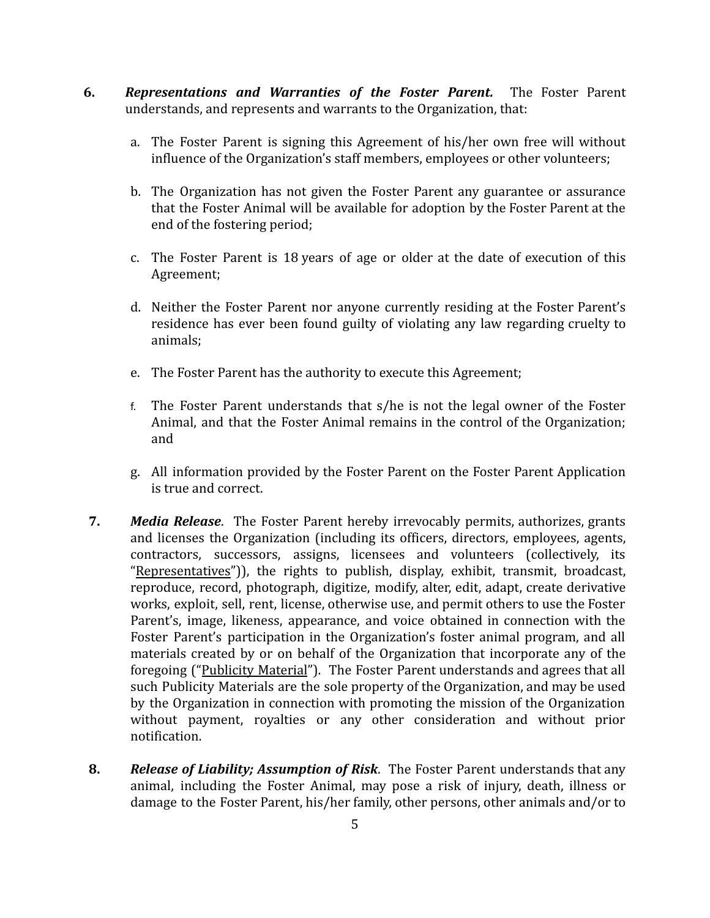6. ***Representations and Warranties of the Foster Parent.*** The Foster Parent understands, and represents and warrants to the Organization, that:

   a. The Foster Parent is signing this Agreement of his/her own free will without influence of the Organization's staff members, employees or other volunteers;

   b. The Organization has not given the Foster Parent any guarantee or assurance that the Foster Animal will be available for adoption by the Foster Parent at the end of the fostering period;

   c. The Foster Parent is 18 years of age or older at the date of execution of this Agreement;

   d. Neither the Foster Parent nor anyone currently residing at the Foster Parent's residence has ever been found guilty of violating any law regarding cruelty to animals;

   e. The Foster Parent has the authority to execute this Agreement;

   f. The Foster Parent understands that s/he is not the legal owner of the Foster Animal, and that the Foster Animal remains in the control of the Organization; and

   g. All information provided by the Foster Parent on the Foster Parent Application is true and correct.

7. ***Media Release***. The Foster Parent hereby irrevocably permits, authorizes, grants and licenses the Organization (including its officers, directors, employees, agents, contractors, successors, assigns, licensees and volunteers (collectively, its "Representatives")), the rights to publish, display, exhibit, transmit, broadcast, reproduce, record, photograph, digitize, modify, alter, edit, adapt, create derivative works, exploit, sell, rent, license, otherwise use, and permit others to use the Foster Parent's, image, likeness, appearance, and voice obtained in connection with the Foster Parent's participation in the Organization's foster animal program, and all materials created by or on behalf of the Organization that incorporate any of the foregoing ("Publicity Material"). The Foster Parent understands and agrees that all such Publicity Materials are the sole property of the Organization, and may be used by the Organization in connection with promoting the mission of the Organization without payment, royalties or any other consideration and without prior notification.

8. ***Release of Liability; Assumption of Risk***. The Foster Parent understands that any animal, including the Foster Animal, may pose a risk of injury, death, illness or damage to the Foster Parent, his/her family, other persons, other animals and/or to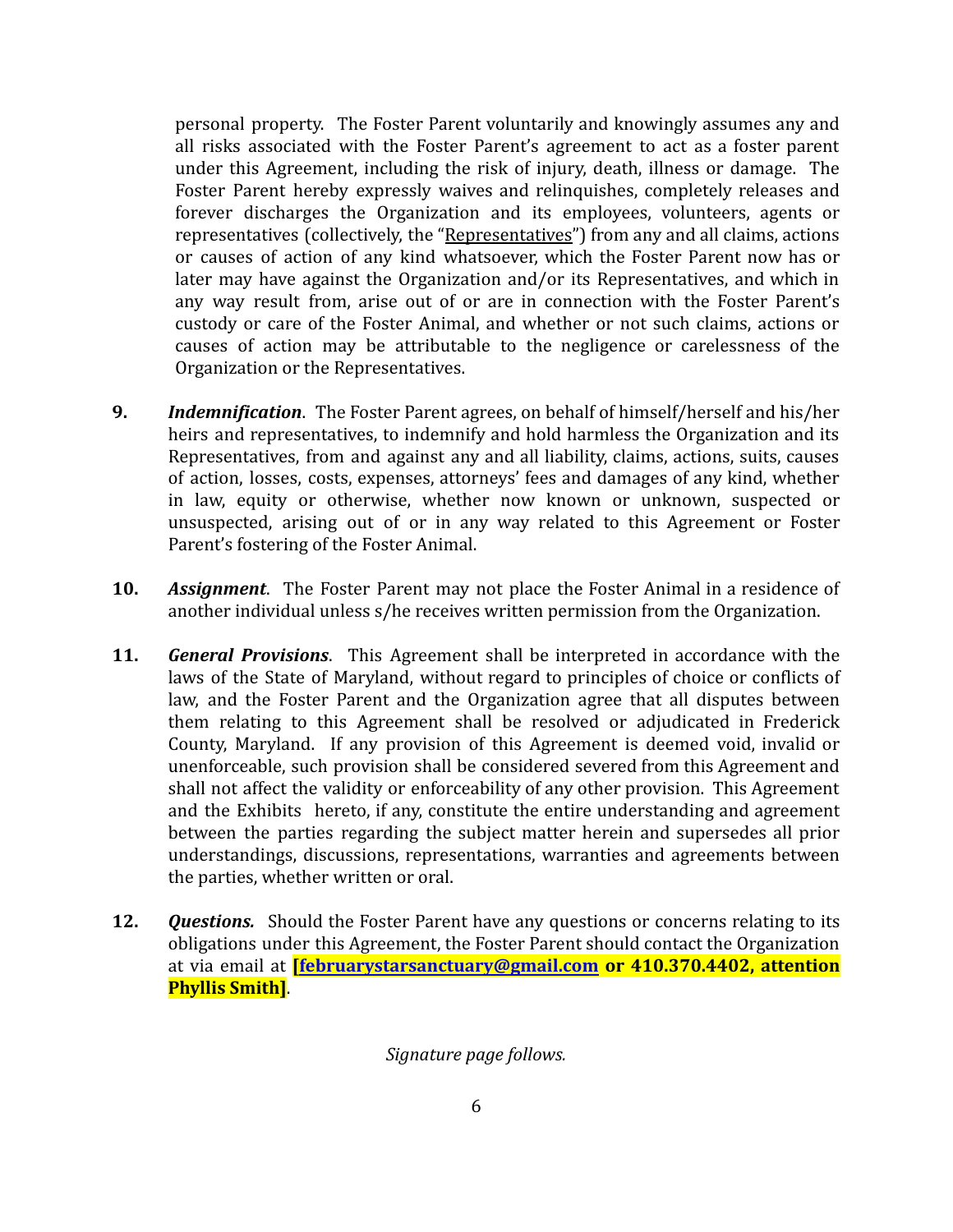personal property. The Foster Parent voluntarily and knowingly assumes any and all risks associated with the Foster Parent's agreement to act as a foster parent under this Agreement, including the risk of injury, death, illness or damage. The Foster Parent hereby expressly waives and relinquishes, completely releases and forever discharges the Organization and its employees, volunteers, agents or representatives (collectively, the "Representatives") from any and all claims, actions or causes of action of any kind whatsoever, which the Foster Parent now has or later may have against the Organization and/or its Representatives, and which in any way result from, arise out of or are in connection with the Foster Parent's custody or care of the Foster Animal, and whether or not such claims, actions or causes of action may be attributable to the negligence or carelessness of the Organization or the Representatives.

**9.** ***Indemnification***. The Foster Parent agrees, on behalf of himself/herself and his/her heirs and representatives, to indemnify and hold harmless the Organization and its Representatives, from and against any and all liability, claims, actions, suits, causes of action, losses, costs, expenses, attorneys' fees and damages of any kind, whether in law, equity or otherwise, whether now known or unknown, suspected or unsuspected, arising out of or in any way related to this Agreement or Foster Parent's fostering of the Foster Animal.

**10.** ***Assignment***. The Foster Parent may not place the Foster Animal in a residence of another individual unless s/he receives written permission from the Organization.

**11.** ***General Provisions***. This Agreement shall be interpreted in accordance with the laws of the State of Maryland, without regard to principles of choice or conflicts of law, and the Foster Parent and the Organization agree that all disputes between them relating to this Agreement shall be resolved or adjudicated in Frederick County, Maryland. If any provision of this Agreement is deemed void, invalid or unenforceable, such provision shall be considered severed from this Agreement and shall not affect the validity or enforceability of any other provision. This Agreement and the Exhibits hereto, if any, constitute the entire understanding and agreement between the parties regarding the subject matter herein and supersedes all prior understandings, discussions, representations, warranties and agreements between the parties, whether written or oral.

**12.** ***Questions.*** Should the Foster Parent have any questions or concerns relating to its obligations under this Agreement, the Foster Parent should contact the Organization at via email at **[februarystarsanctuary@gmail.com or 410.370.4402, attention Phyllis Smith]**.

*Signature page follows.*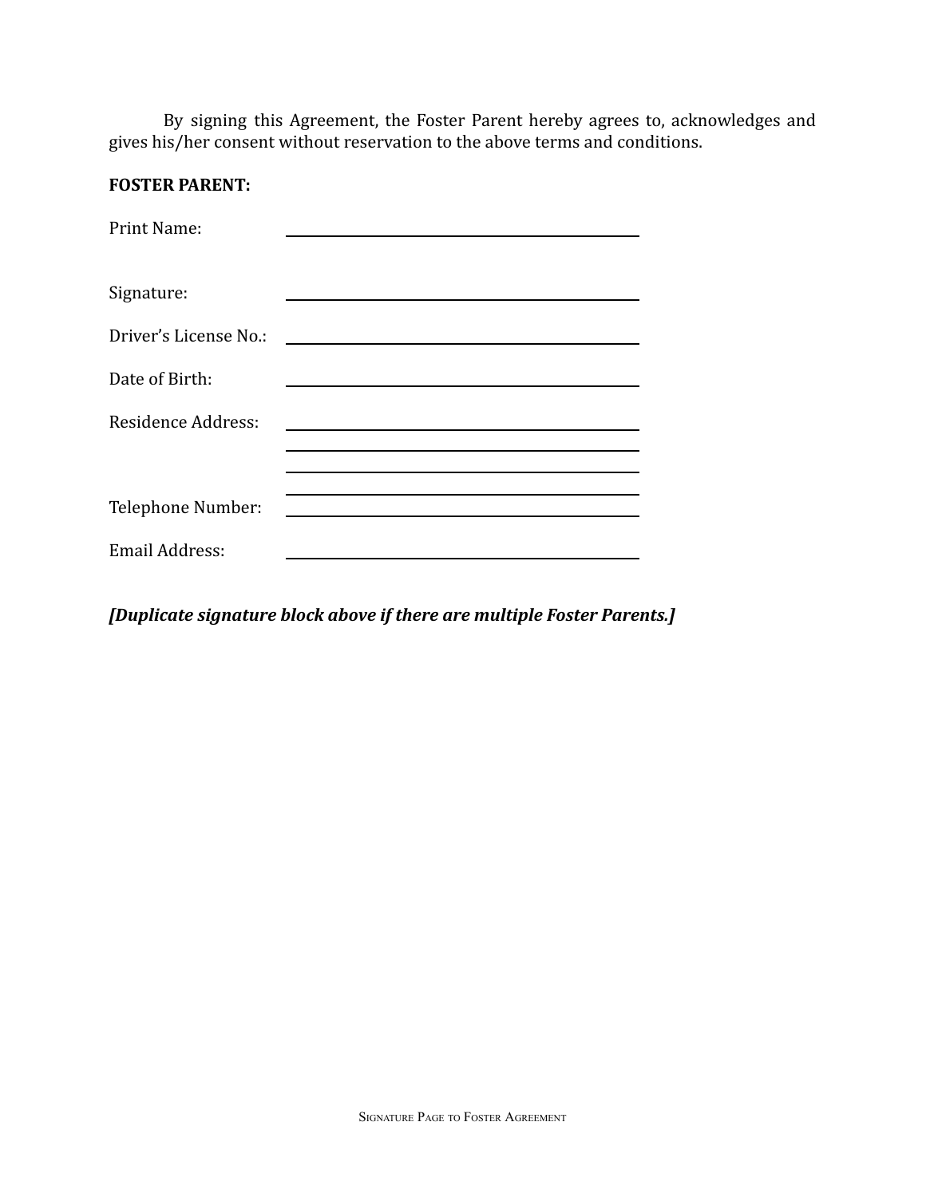By signing this Agreement, the Foster Parent hereby agrees to, acknowledges and gives his/her consent without reservation to the above terms and conditions.

**FOSTER PARENT:**

Print Name: \_\_\_\_\_\_\_\_\_\_\_\_\_\_\_\_\_\_\_\_\_\_\_\_\_\_\_\_\_\_\_\_\_\_\_\_\_\_\_\_

Signature: \_\_\_\_\_\_\_\_\_\_\_\_\_\_\_\_\_\_\_\_\_\_\_\_\_\_\_\_\_\_\_\_\_\_\_\_\_\_\_\_

Driver's License No.: \_\_\_\_\_\_\_\_\_\_\_\_\_\_\_\_\_\_\_\_\_\_\_\_\_\_\_\_\_\_\_\_\_\_\_\_\_\_\_\_

Date of Birth: \_\_\_\_\_\_\_\_\_\_\_\_\_\_\_\_\_\_\_\_\_\_\_\_\_\_\_\_\_\_\_\_\_\_\_\_\_\_\_\_

Residence Address: \_\_\_\_\_\_\_\_\_\_\_\_\_\_\_\_\_\_\_\_\_\_\_\_\_\_\_\_\_\_\_\_\_\_\_\_\_\_\_\_

\_\_\_\_\_\_\_\_\_\_\_\_\_\_\_\_\_\_\_\_\_\_\_\_\_\_\_\_\_\_\_\_\_\_\_\_\_\_\_\_

\_\_\_\_\_\_\_\_\_\_\_\_\_\_\_\_\_\_\_\_\_\_\_\_\_\_\_\_\_\_\_\_\_\_\_\_\_\_\_\_

\_\_\_\_\_\_\_\_\_\_\_\_\_\_\_\_\_\_\_\_\_\_\_\_\_\_\_\_\_\_\_\_\_\_\_\_\_\_\_\_

Telephone Number: \_\_\_\_\_\_\_\_\_\_\_\_\_\_\_\_\_\_\_\_\_\_\_\_\_\_\_\_\_\_\_\_\_\_\_\_\_\_\_\_

Email Address: \_\_\_\_\_\_\_\_\_\_\_\_\_\_\_\_\_\_\_\_\_\_\_\_\_\_\_\_\_\_\_\_\_\_\_\_\_\_\_\_

***[Duplicate signature block above if there are multiple Foster Parents.]***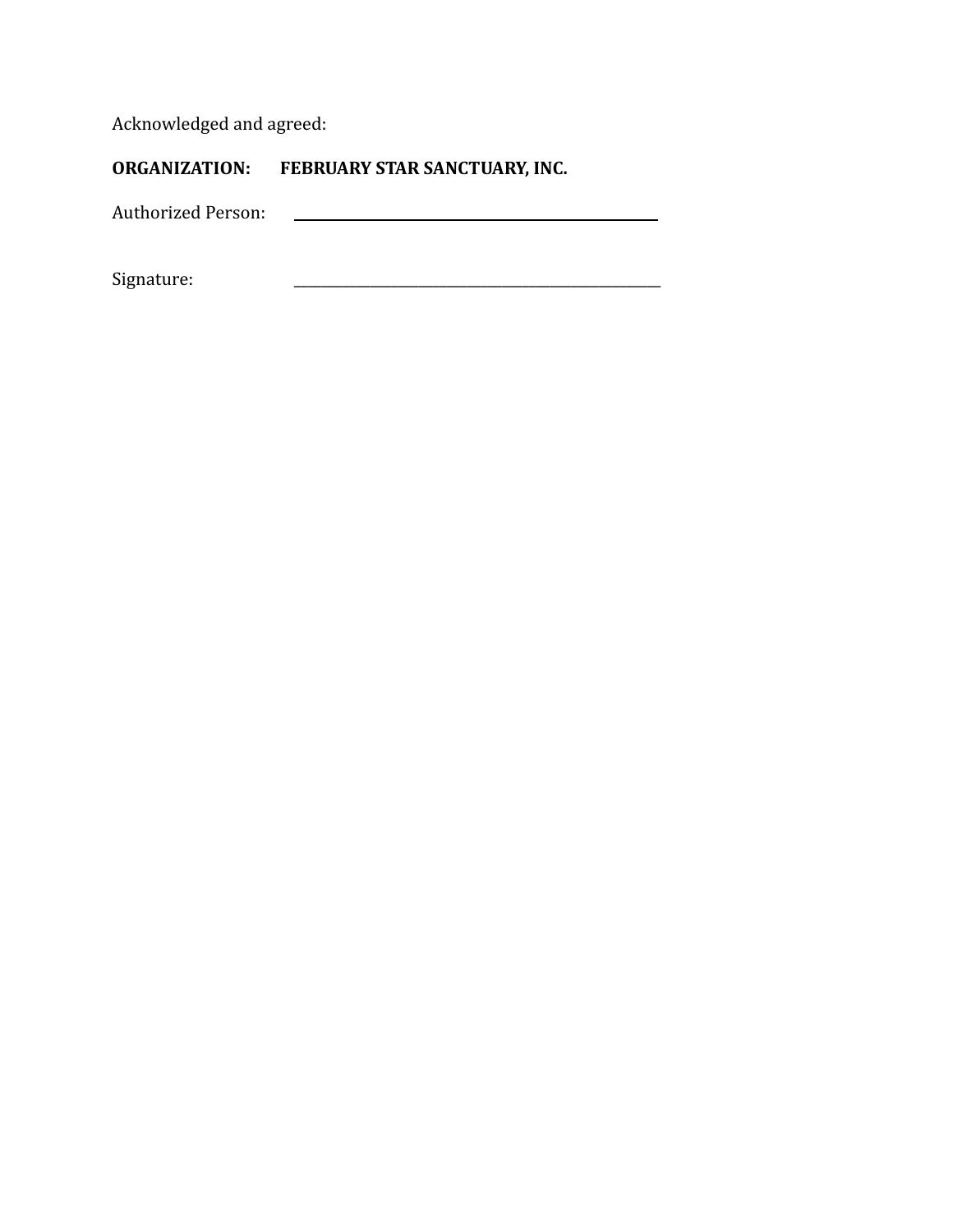Acknowledged and agreed:

**ORGANIZATION: FEBRUARY STAR SANCTUARY, INC.**

Authorized Person: ______________________________________________

Signature: ______________________________________________